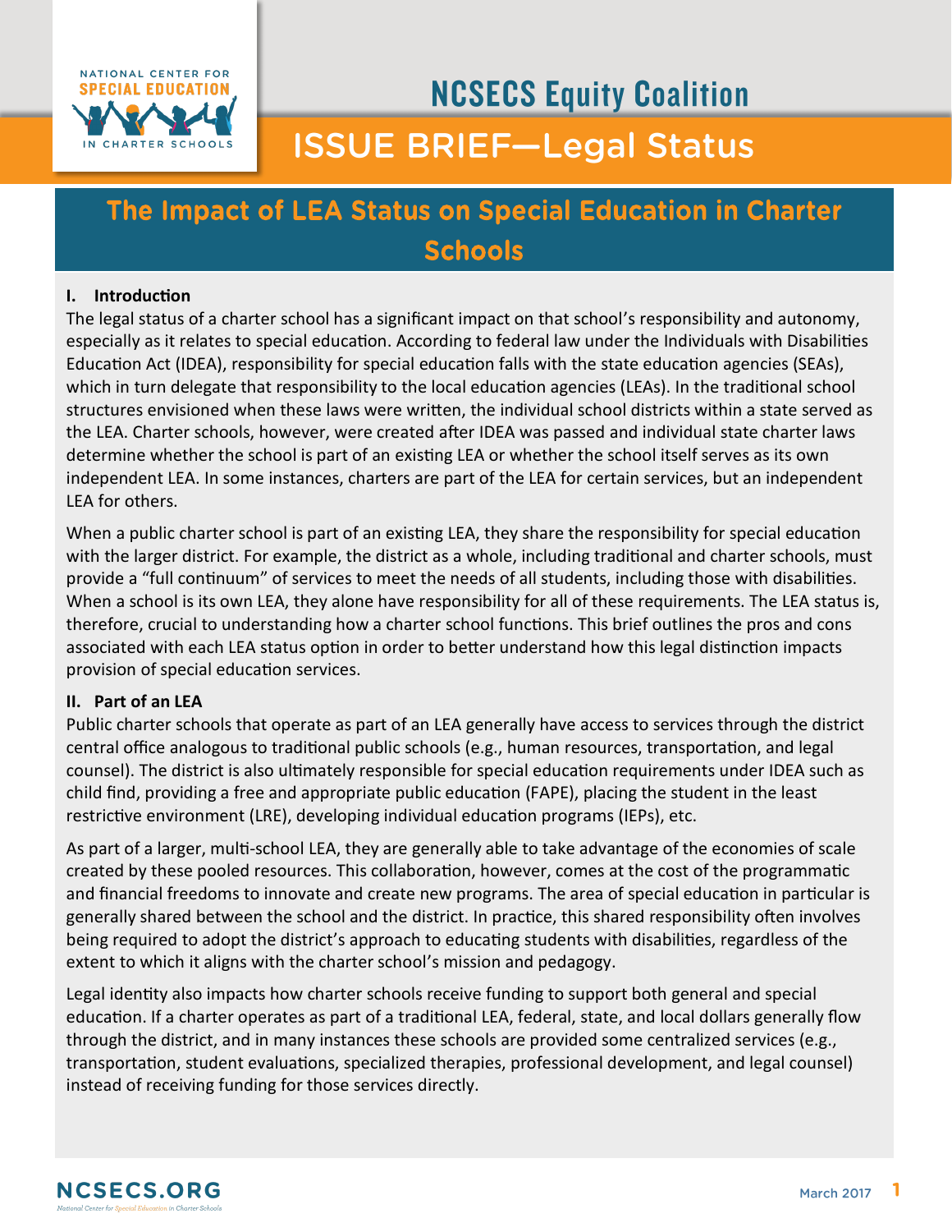NCSECS Equity Coalition

ISSUE BRIEF—Legal Status

# The Impact of LEA Status on Special Education in Charter Schools

## I. Introduction

The legal status of a charter school has a significant impact on that school's responsibility and autonomy, especially as it relates to special education. According to federal law under the Individuals with Disabilities Education Act (IDEA), responsibility for special education falls with the state education agencies (SEAs), which in turn delegate that responsibility to the local education agencies (LEAs). In the traditional school structures envisioned when these laws were written, the individual school districts within a state served as the LEA. Charter schools, however, were created after IDEA was passed and individual state charter laws determine whether the school is part of an existing LEA or whether the school itself serves as its own independent LEA. In some instances, charters are part of the LEA for certain services, but an independent LEA for others.

When a public charter school is part of an existing LEA, they share the responsibility for special education with the larger district. For example, the district as a whole, including traditional and charter schools, must provide a "full continuum" of services to meet the needs of all students, including those with disabilities. When a school is its own LEA, they alone have responsibility for all of these requirements. The LEA status is, therefore, crucial to understanding how a charter school functions. This brief outlines the pros and cons associated with each LEA status option in order to better understand how this legal distinction impacts provision of special education services.

## II. Part of an LEA

Public charter schools that operate as part of an LEA generally have access to services through the district central office analogous to traditional public schools (e.g., human resources, transportation, and legal counsel). The district is also ultimately responsible for special education requirements under IDEA such as child find, providing a free and appropriate public education (FAPE), placing the student in the least restrictive environment (LRE), developing individual education programs (IEPs), etc.

As part of a larger, multi-school LEA, they are generally able to take advantage of the economies of scale created by these pooled resources. This collaboration, however, comes at the cost of the programmatic and financial freedoms to innovate and create new programs. The area of special education in particular is generally shared between the school and the district. In practice, this shared responsibility often involves being required to adopt the district's approach to educating students with disabilities, regardless of the extent to which it aligns with the charter school's mission and pedagogy.

Legal identity also impacts how charter schools receive funding to support both general and special education. If a charter operates as part of a traditional LEA, federal, state, and local dollars generally flow through the district, and in many instances these schools are provided some centralized services (e.g., transportation, student evaluations, specialized therapies, professional development, and legal counsel) instead of receiving funding for those services directly.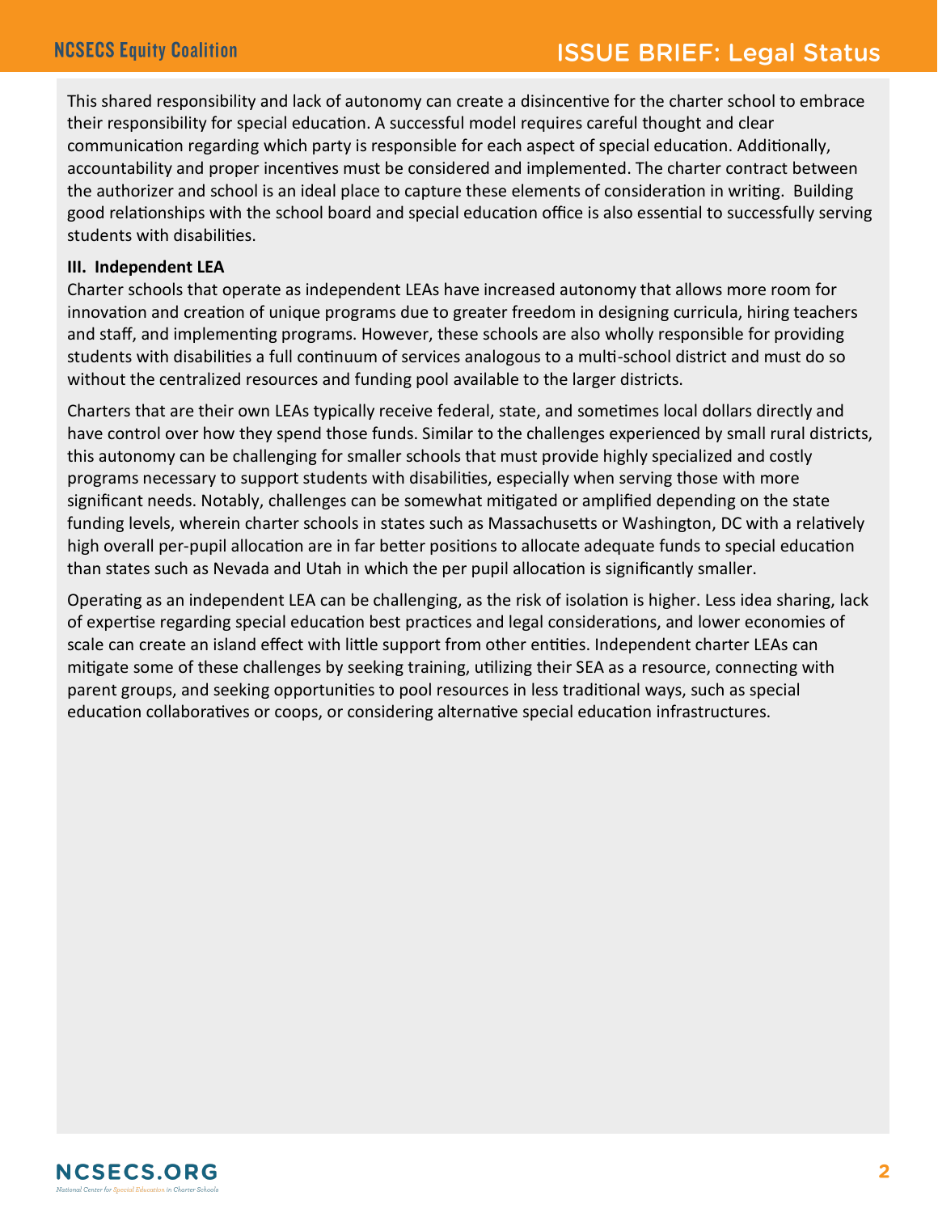This shared responsibility and lack of autonomy can create a disincentive for the charter school to embrace their responsibility for special education. A successful model requires careful thought and clear communication regarding which party is responsible for each aspect of special education. Additionally, accountability and proper incentives must be considered and implemented. The charter contract between the authorizer and school is an ideal place to capture these elements of consideration in writing. Building good relationships with the school board and special education office is also essential to successfully serving students with disabilities.

**III. Independent LEA**

Charter schools that operate as independent LEAs have increased autonomy that allows more room for innovation and creation of unique programs due to greater freedom in designing curricula, hiring teachers and staff, and implementing programs. However, these schools are also wholly responsible for providing students with disabilities a full continuum of services analogous to a multi-school district and must do so without the centralized resources and funding pool available to the larger districts.

Charters that are their own LEAs typically receive federal, state, and sometimes local dollars directly and have control over how they spend those funds. Similar to the challenges experienced by small rural districts, this autonomy can be challenging for smaller schools that must provide highly specialized and costly programs necessary to support students with disabilities, especially when serving those with more significant needs. Notably, challenges can be somewhat mitigated or amplified depending on the state funding levels, wherein charter schools in states such as Massachusetts or Washington, DC with a relatively high overall per-pupil allocation are in far better positions to allocate adequate funds to special education than states such as Nevada and Utah in which the per pupil allocation is significantly smaller.

Operating as an independent LEA can be challenging, as the risk of isolation is higher. Less idea sharing, lack of expertise regarding special education best practices and legal considerations, and lower economies of scale can create an island effect with little support from other entities. Independent charter LEAs can mitigate some of these challenges by seeking training, utilizing their SEA as a resource, connecting with parent groups, and seeking opportunities to pool resources in less traditional ways, such as special education collaboratives or coops, or considering alternative special education infrastructures.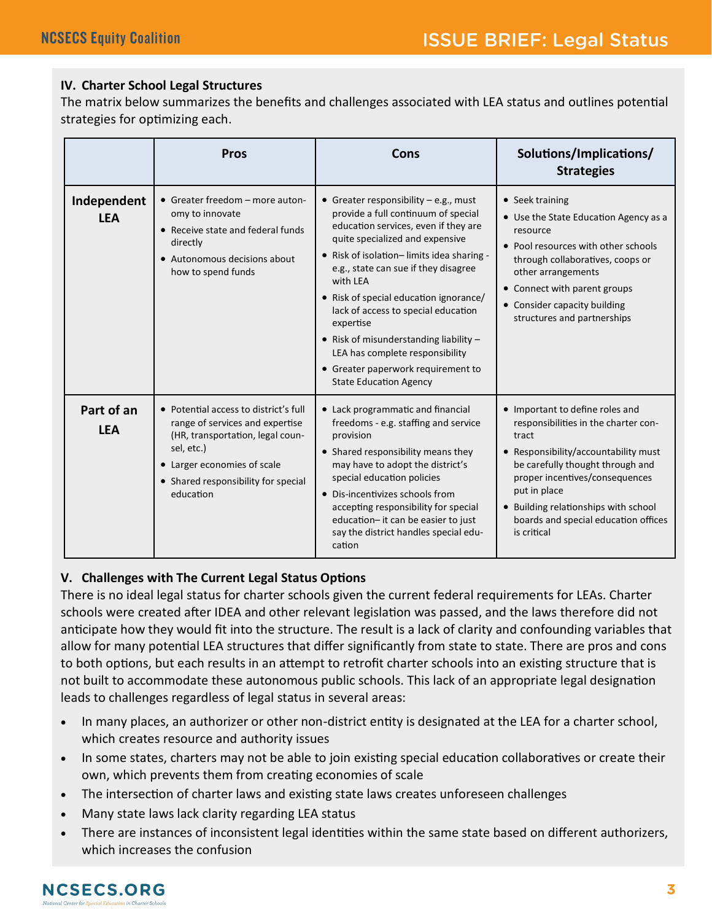## IV. Charter School Legal Structures

The matrix below summarizes the benefits and challenges associated with LEA status and outlines potential strategies for optimizing each.

| | Pros | Cons | Solutions/Implications/ Strategies |
|---|---|---|---|
| **Independent LEA** | • Greater freedom – more autonomy to innovate<br>• Receive state and federal funds directly<br>• Autonomous decisions about how to spend funds | • Greater responsibility – e.g., must provide a full continuum of special education services, even if they are quite specialized and expensive<br>• Risk of isolation– limits idea sharing - e.g., state can sue if they disagree with LEA<br>• Risk of special education ignorance/ lack of access to special education expertise<br>• Risk of misunderstanding liability – LEA has complete responsibility<br>• Greater paperwork requirement to State Education Agency | • Seek training<br>• Use the State Education Agency as a resource<br>• Pool resources with other schools through collaboratives, coops or other arrangements<br>• Connect with parent groups<br>• Consider capacity building structures and partnerships |
| **Part of an LEA** | • Potential access to district's full range of services and expertise (HR, transportation, legal counsel, etc.)<br>• Larger economies of scale<br>• Shared responsibility for special education | • Lack programmatic and financial freedoms - e.g. staffing and service provision<br>• Shared responsibility means they may have to adopt the district's special education policies<br>• Dis-incentivizes schools from accepting responsibility for special education– it can be easier to just say the district handles special education | • Important to define roles and responsibilities in the charter contract<br>• Responsibility/accountability must be carefully thought through and proper incentives/consequences put in place<br>• Building relationships with school boards and special education offices is critical |

## V. Challenges with The Current Legal Status Options

There is no ideal legal status for charter schools given the current federal requirements for LEAs. Charter schools were created after IDEA and other relevant legislation was passed, and the laws therefore did not anticipate how they would fit into the structure. The result is a lack of clarity and confounding variables that allow for many potential LEA structures that differ significantly from state to state. There are pros and cons to both options, but each results in an attempt to retrofit charter schools into an existing structure that is not built to accommodate these autonomous public schools. This lack of an appropriate legal designation leads to challenges regardless of legal status in several areas:

- In many places, an authorizer or other non-district entity is designated at the LEA for a charter school, which creates resource and authority issues
- In some states, charters may not be able to join existing special education collaboratives or create their own, which prevents them from creating economies of scale
- The intersection of charter laws and existing state laws creates unforeseen challenges
- Many state laws lack clarity regarding LEA status
- There are instances of inconsistent legal identities within the same state based on different authorizers, which increases the confusion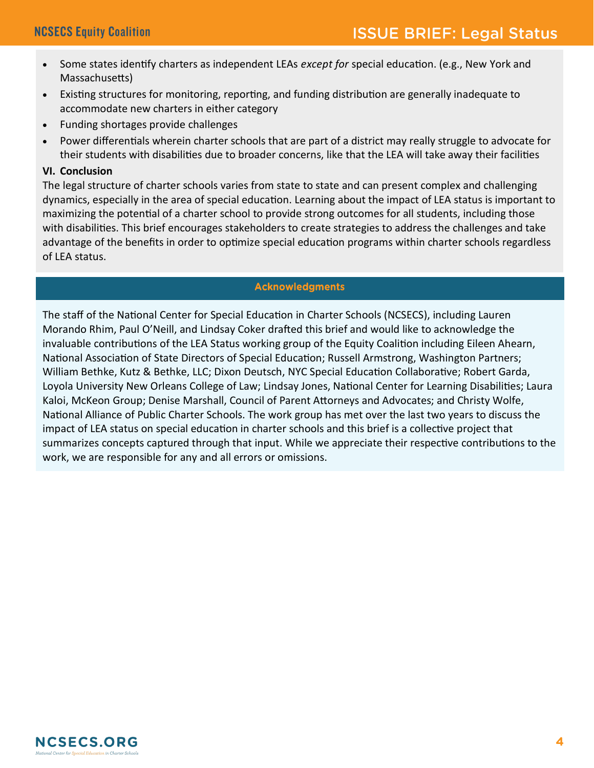- Some states identify charters as independent LEAs *except for* special education. (e.g., New York and Massachusetts)
- Existing structures for monitoring, reporting, and funding distribution are generally inadequate to accommodate new charters in either category
- Funding shortages provide challenges
- Power differentials wherein charter schools that are part of a district may really struggle to advocate for their students with disabilities due to broader concerns, like that the LEA will take away their facilities

**VI. Conclusion**

The legal structure of charter schools varies from state to state and can present complex and challenging dynamics, especially in the area of special education. Learning about the impact of LEA status is important to maximizing the potential of a charter school to provide strong outcomes for all students, including those with disabilities. This brief encourages stakeholders to create strategies to address the challenges and take advantage of the benefits in order to optimize special education programs within charter schools regardless of LEA status.

## Acknowledgments

The staff of the National Center for Special Education in Charter Schools (NCSECS), including Lauren Morando Rhim, Paul O'Neill, and Lindsay Coker drafted this brief and would like to acknowledge the invaluable contributions of the LEA Status working group of the Equity Coalition including Eileen Ahearn, National Association of State Directors of Special Education; Russell Armstrong, Washington Partners; William Bethke, Kutz & Bethke, LLC; Dixon Deutsch, NYC Special Education Collaborative; Robert Garda, Loyola University New Orleans College of Law; Lindsay Jones, National Center for Learning Disabilities; Laura Kaloi, McKeon Group; Denise Marshall, Council of Parent Attorneys and Advocates; and Christy Wolfe, National Alliance of Public Charter Schools. The work group has met over the last two years to discuss the impact of LEA status on special education in charter schools and this brief is a collective project that summarizes concepts captured through that input. While we appreciate their respective contributions to the work, we are responsible for any and all errors or omissions.